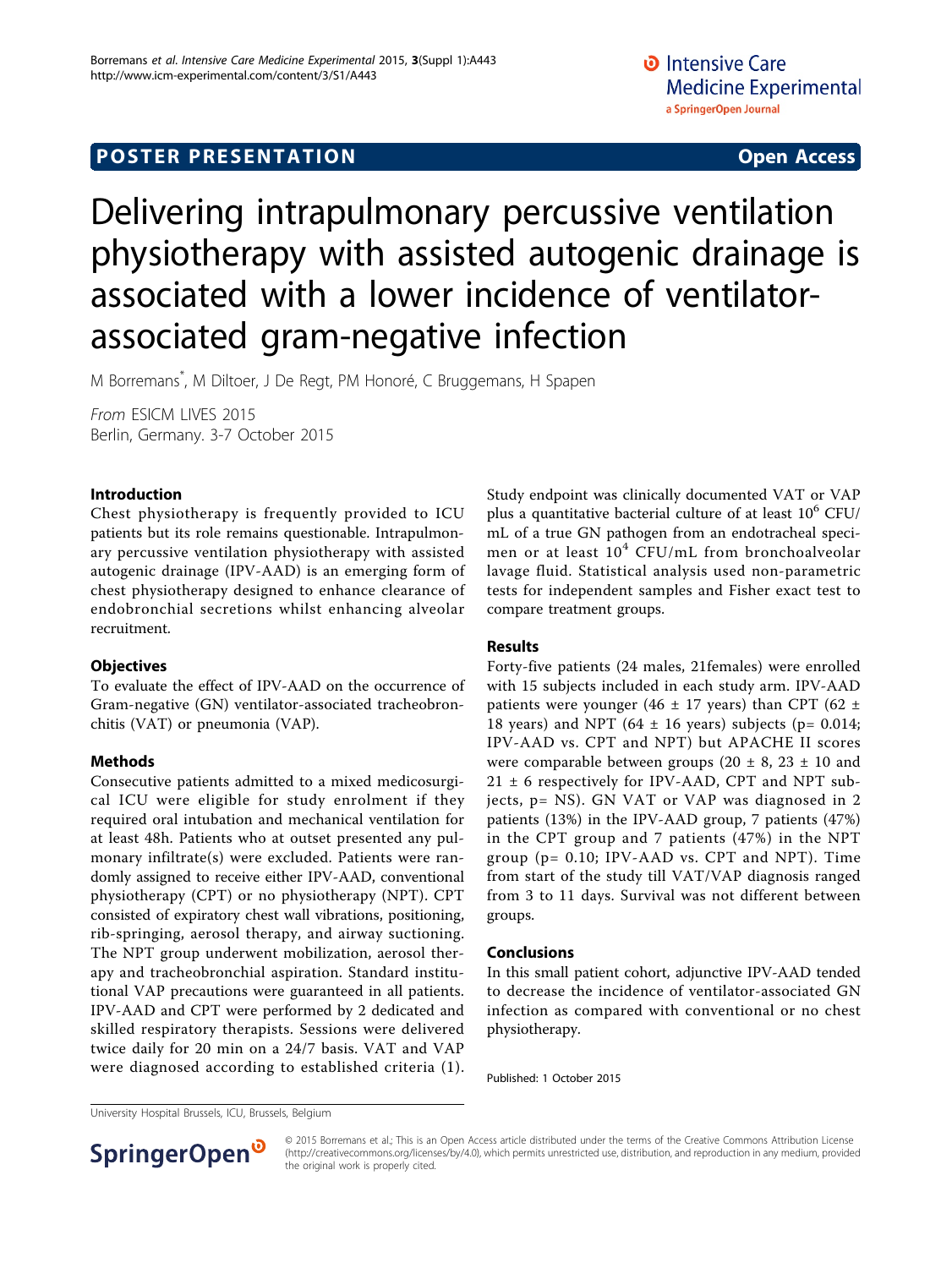**POSTER PRESENTATION** **Open Access**

# Delivering intrapulmonary percussive ventilation physiotherapy with assisted autogenic drainage is associated with a lower incidence of ventilator-associated gram-negative infection

M Borremans[*], M Diltoer, J De Regt, PM Honoré, C Bruggemans, H Spapen

*From* ESICM LIVES 2015
Berlin, Germany. 3-7 October 2015

## Introduction

Chest physiotherapy is frequently provided to ICU patients but its role remains questionable. Intrapulmonary percussive ventilation physiotherapy with assisted autogenic drainage (IPV-AAD) is an emerging form of chest physiotherapy designed to enhance clearance of endobronchial secretions whilst enhancing alveolar recruitment.

## Objectives

To evaluate the effect of IPV-AAD on the occurrence of Gram-negative (GN) ventilator-associated tracheobronchitis (VAT) or pneumonia (VAP).

## Methods

Consecutive patients admitted to a mixed medicosurgical ICU were eligible for study enrolment if they required oral intubation and mechanical ventilation for at least 48h. Patients who at outset presented any pulmonary infiltrate(s) were excluded. Patients were randomly assigned to receive either IPV-AAD, conventional physiotherapy (CPT) or no physiotherapy (NPT). CPT consisted of expiratory chest wall vibrations, positioning, rib-springing, aerosol therapy, and airway suctioning. The NPT group underwent mobilization, aerosol therapy and tracheobronchial aspiration. Standard institutional VAP precautions were guaranteed in all patients. IPV-AAD and CPT were performed by 2 dedicated and skilled respiratory therapists. Sessions were delivered twice daily for 20 min on a 24/7 basis. VAT and VAP were diagnosed according to established criteria (1). Study endpoint was clinically documented VAT or VAP plus a quantitative bacterial culture of at least $10^6$ CFU/mL of a true GN pathogen from an endotracheal specimen or at least $10^4$ CFU/mL from bronchoalveolar lavage fluid. Statistical analysis used non-parametric tests for independent samples and Fisher exact test to compare treatment groups.

## Results

Forty-five patients (24 males, 21females) were enrolled with 15 subjects included in each study arm. IPV-AAD patients were younger (46 ± 17 years) than CPT (62 ± 18 years) and NPT (64 ± 16 years) subjects (p= 0.014; IPV-AAD vs. CPT and NPT) but APACHE II scores were comparable between groups (20 ± 8, 23 ± 10 and 21 ± 6 respectively for IPV-AAD, CPT and NPT subjects, p= NS). GN VAT or VAP was diagnosed in 2 patients (13%) in the IPV-AAD group, 7 patients (47%) in the CPT group and 7 patients (47%) in the NPT group (p= 0.10; IPV-AAD vs. CPT and NPT). Time from start of the study till VAT/VAP diagnosis ranged from 3 to 11 days. Survival was not different between groups.

## Conclusions

In this small patient cohort, adjunctive IPV-AAD tended to decrease the incidence of ventilator-associated GN infection as compared with conventional or no chest physiotherapy.

Published: 1 October 2015

University Hospital Brussels, ICU, Brussels, Belgium

© 2015 Borremans et al.; This is an Open Access article distributed under the terms of the Creative Commons Attribution License (http://creativecommons.org/licenses/by/4.0), which permits unrestricted use, distribution, and reproduction in any medium, provided the original work is properly cited.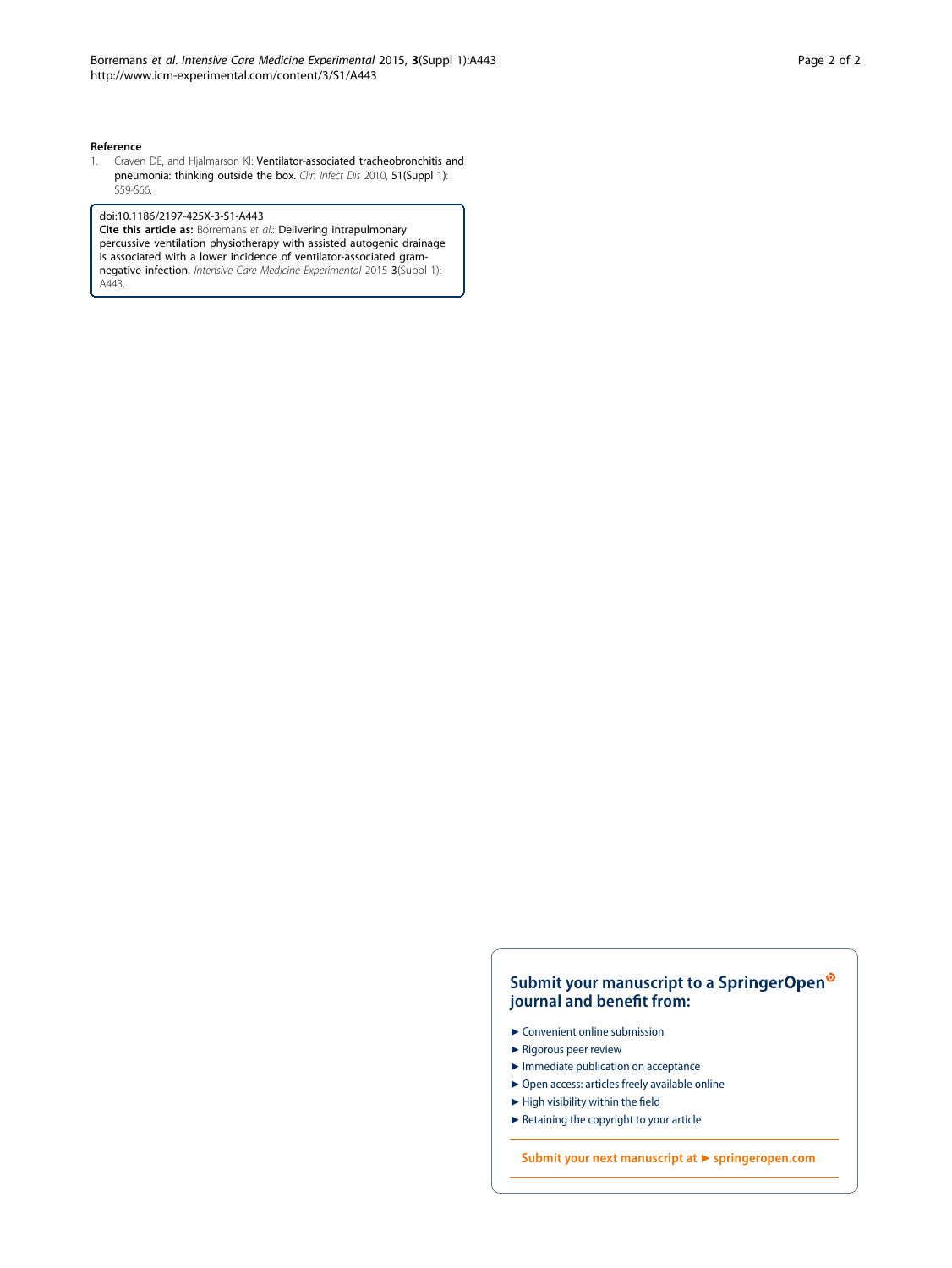### Reference

1. Craven DE, and Hjalmarson KI: **Ventilator-associated tracheobronchitis and pneumonia: thinking outside the box.** *Clin Infect Dis* 2010, **51(Suppl 1)**: S59-S66.

doi:10.1186/2197-425X-3-S1-A443

**Cite this article as:** Borremans *et al.*: Delivering intrapulmonary percussive ventilation physiotherapy with assisted autogenic drainage is associated with a lower incidence of ventilator-associated gram-negative infection. *Intensive Care Medicine Experimental* 2015 **3**(Suppl 1): A443.

**Submit your manuscript to a SpringerOpen journal and benefit from:**

- ► Convenient online submission
- ► Rigorous peer review
- ► Immediate publication on acceptance
- ► Open access: articles freely available online
- ► High visibility within the field
- ► Retaining the copyright to your article

**Submit your next manuscript at ► springeropen.com**